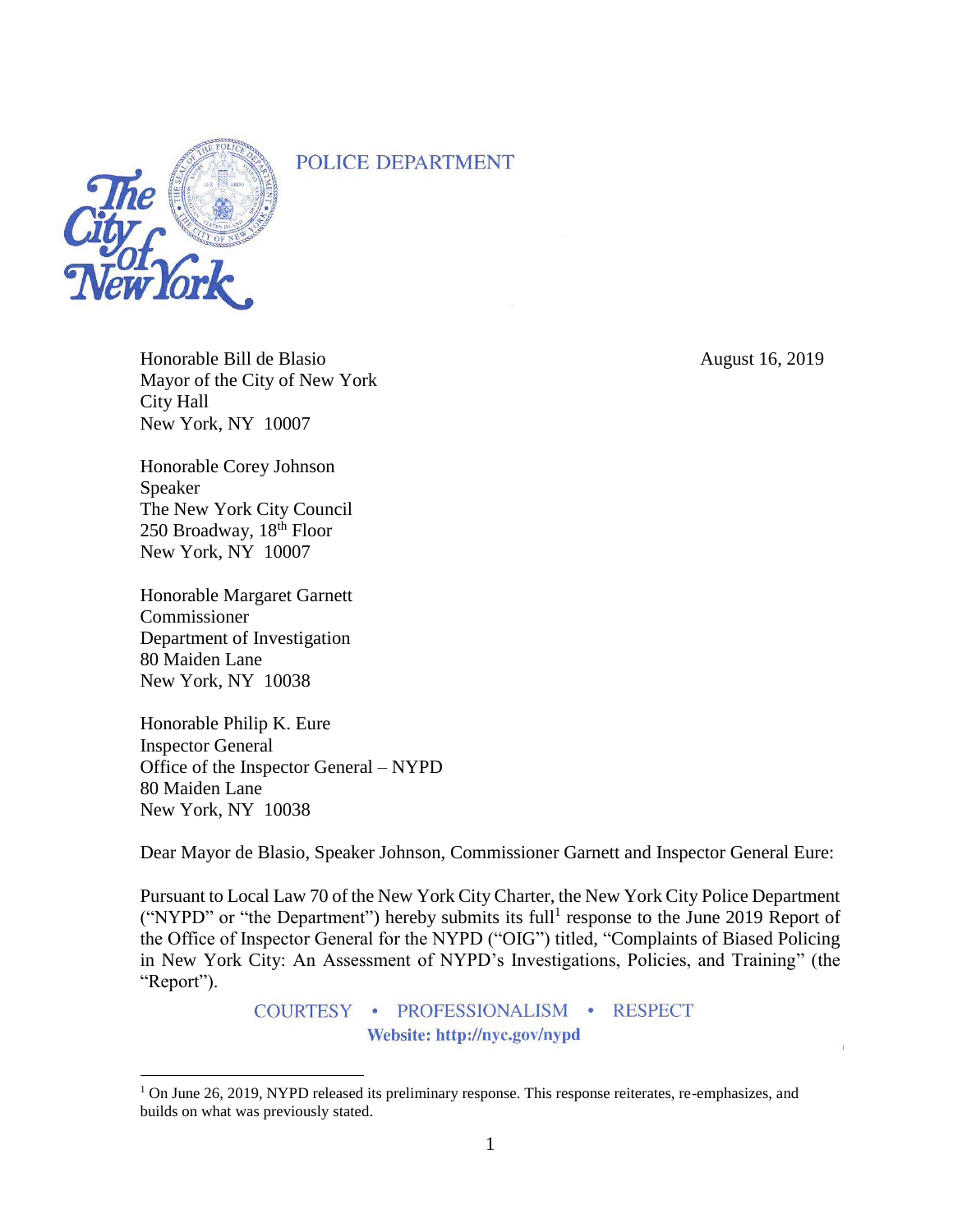POLICE DEPARTMENT

The City of New York

August 16, 2019

Honorable Bill de Blasio
Mayor of the City of New York
City Hall
New York, NY 10007

Honorable Corey Johnson
Speaker
The New York City Council
250 Broadway, 18th Floor
New York, NY 10007

Honorable Margaret Garnett
Commissioner
Department of Investigation
80 Maiden Lane
New York, NY 10038

Honorable Philip K. Eure
Inspector General
Office of the Inspector General – NYPD
80 Maiden Lane
New York, NY 10038

Dear Mayor de Blasio, Speaker Johnson, Commissioner Garnett and Inspector General Eure:

Pursuant to Local Law 70 of the New York City Charter, the New York City Police Department ("NYPD" or "the Department") hereby submits its full[1] response to the June 2019 Report of the Office of Inspector General for the NYPD ("OIG") titled, "Complaints of Biased Policing in New York City: An Assessment of NYPD's Investigations, Policies, and Training" (the "Report").

COURTESY • PROFESSIONALISM • RESPECT
Website: http://nyc.gov/nypd

[1] On June 26, 2019, NYPD released its preliminary response. This response reiterates, re-emphasizes, and builds on what was previously stated.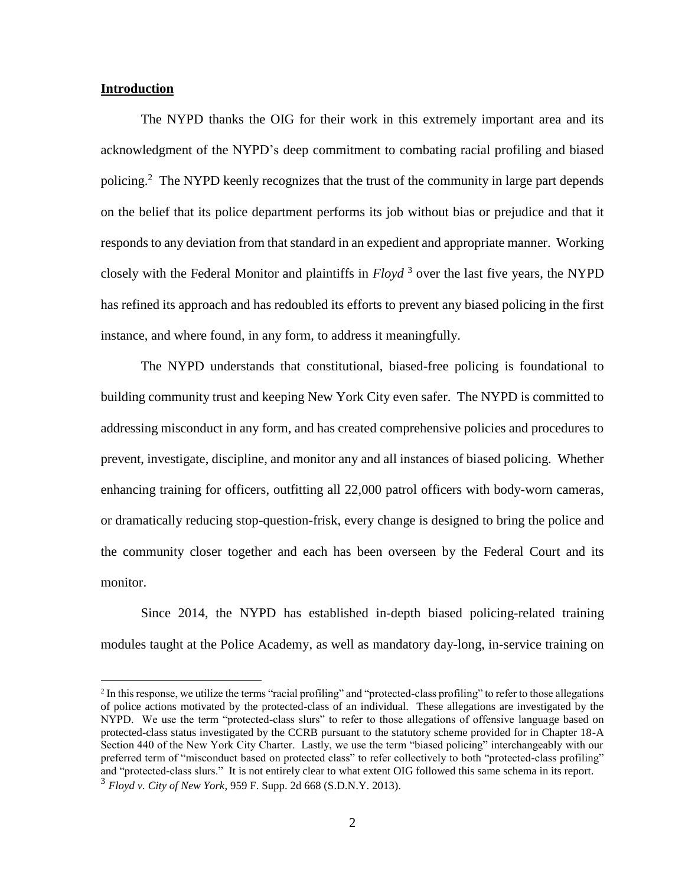## Introduction

The NYPD thanks the OIG for their work in this extremely important area and its acknowledgment of the NYPD's deep commitment to combating racial profiling and biased policing.[2] The NYPD keenly recognizes that the trust of the community in large part depends on the belief that its police department performs its job without bias or prejudice and that it responds to any deviation from that standard in an expedient and appropriate manner. Working closely with the Federal Monitor and plaintiffs in *Floyd* [3] over the last five years, the NYPD has refined its approach and has redoubled its efforts to prevent any biased policing in the first instance, and where found, in any form, to address it meaningfully.

The NYPD understands that constitutional, biased-free policing is foundational to building community trust and keeping New York City even safer. The NYPD is committed to addressing misconduct in any form, and has created comprehensive policies and procedures to prevent, investigate, discipline, and monitor any and all instances of biased policing. Whether enhancing training for officers, outfitting all 22,000 patrol officers with body-worn cameras, or dramatically reducing stop-question-frisk, every change is designed to bring the police and the community closer together and each has been overseen by the Federal Court and its monitor.

Since 2014, the NYPD has established in-depth biased policing-related training modules taught at the Police Academy, as well as mandatory day-long, in-service training on

---

[2] In this response, we utilize the terms "racial profiling" and "protected-class profiling" to refer to those allegations of police actions motivated by the protected-class of an individual. These allegations are investigated by the NYPD. We use the term "protected-class slurs" to refer to those allegations of offensive language based on protected-class status investigated by the CCRB pursuant to the statutory scheme provided for in Chapter 18-A Section 440 of the New York City Charter. Lastly, we use the term "biased policing" interchangeably with our preferred term of "misconduct based on protected class" to refer collectively to both "protected-class profiling" and "protected-class slurs." It is not entirely clear to what extent OIG followed this same schema in its report.

[3] *Floyd v. City of New York*, 959 F. Supp. 2d 668 (S.D.N.Y. 2013).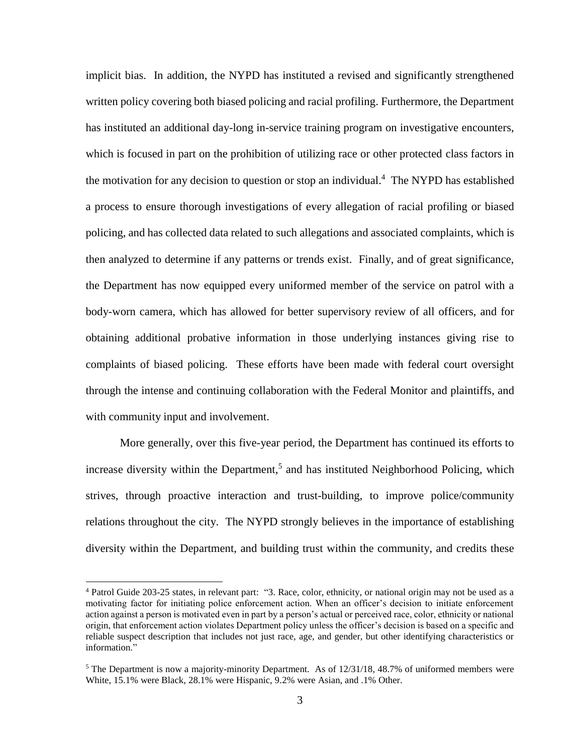implicit bias. In addition, the NYPD has instituted a revised and significantly strengthened written policy covering both biased policing and racial profiling. Furthermore, the Department has instituted an additional day-long in-service training program on investigative encounters, which is focused in part on the prohibition of utilizing race or other protected class factors in the motivation for any decision to question or stop an individual.[4] The NYPD has established a process to ensure thorough investigations of every allegation of racial profiling or biased policing, and has collected data related to such allegations and associated complaints, which is then analyzed to determine if any patterns or trends exist. Finally, and of great significance, the Department has now equipped every uniformed member of the service on patrol with a body-worn camera, which has allowed for better supervisory review of all officers, and for obtaining additional probative information in those underlying instances giving rise to complaints of biased policing. These efforts have been made with federal court oversight through the intense and continuing collaboration with the Federal Monitor and plaintiffs, and with community input and involvement.

More generally, over this five-year period, the Department has continued its efforts to increase diversity within the Department,[5] and has instituted Neighborhood Policing, which strives, through proactive interaction and trust-building, to improve police/community relations throughout the city. The NYPD strongly believes in the importance of establishing diversity within the Department, and building trust within the community, and credits these

---

[4] Patrol Guide 203-25 states, in relevant part: "3. Race, color, ethnicity, or national origin may not be used as a motivating factor for initiating police enforcement action. When an officer's decision to initiate enforcement action against a person is motivated even in part by a person's actual or perceived race, color, ethnicity or national origin, that enforcement action violates Department policy unless the officer's decision is based on a specific and reliable suspect description that includes not just race, age, and gender, but other identifying characteristics or information."

[5] The Department is now a majority-minority Department. As of 12/31/18, 48.7% of uniformed members were White, 15.1% were Black, 28.1% were Hispanic, 9.2% were Asian, and .1% Other.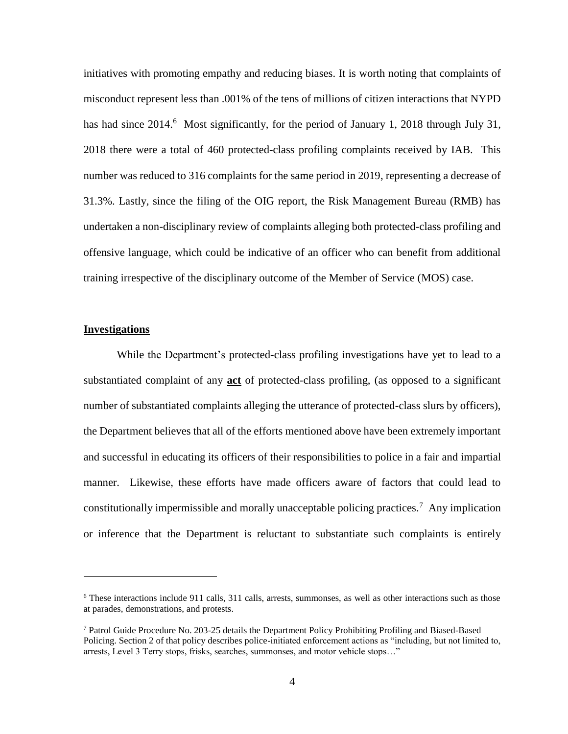initiatives with promoting empathy and reducing biases. It is worth noting that complaints of misconduct represent less than .001% of the tens of millions of citizen interactions that NYPD has had since 2014.[6] Most significantly, for the period of January 1, 2018 through July 31, 2018 there were a total of 460 protected-class profiling complaints received by IAB. This number was reduced to 316 complaints for the same period in 2019, representing a decrease of 31.3%. Lastly, since the filing of the OIG report, the Risk Management Bureau (RMB) has undertaken a non-disciplinary review of complaints alleging both protected-class profiling and offensive language, which could be indicative of an officer who can benefit from additional training irrespective of the disciplinary outcome of the Member of Service (MOS) case.

## Investigations

While the Department's protected-class profiling investigations have yet to lead to a substantiated complaint of any **act** of protected-class profiling, (as opposed to a significant number of substantiated complaints alleging the utterance of protected-class slurs by officers), the Department believes that all of the efforts mentioned above have been extremely important and successful in educating its officers of their responsibilities to police in a fair and impartial manner. Likewise, these efforts have made officers aware of factors that could lead to constitutionally impermissible and morally unacceptable policing practices.[7] Any implication or inference that the Department is reluctant to substantiate such complaints is entirely

---

[6] These interactions include 911 calls, 311 calls, arrests, summonses, as well as other interactions such as those at parades, demonstrations, and protests.

[7] Patrol Guide Procedure No. 203-25 details the Department Policy Prohibiting Profiling and Biased-Based Policing. Section 2 of that policy describes police-initiated enforcement actions as "including, but not limited to, arrests, Level 3 Terry stops, frisks, searches, summonses, and motor vehicle stops…"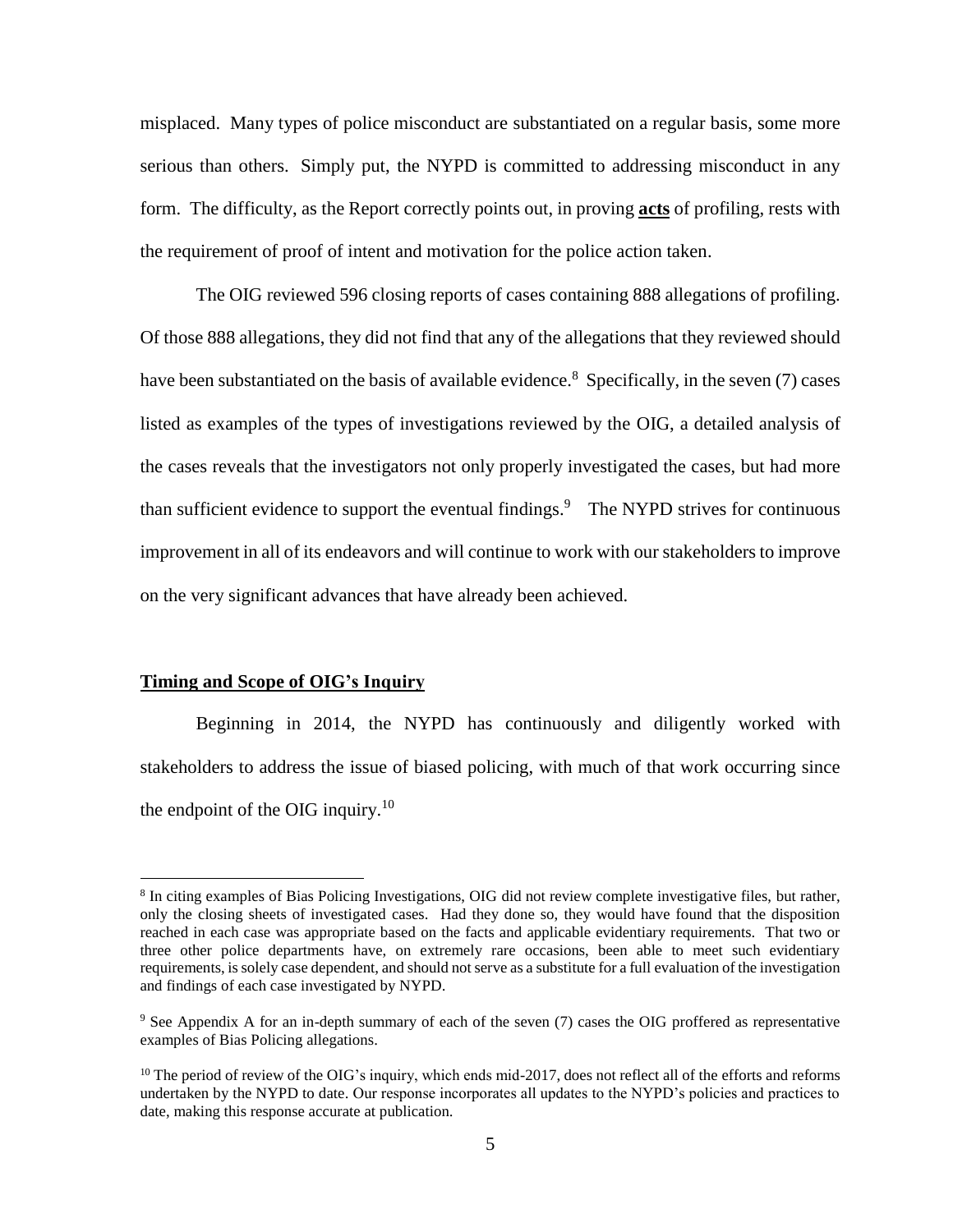misplaced. Many types of police misconduct are substantiated on a regular basis, some more serious than others. Simply put, the NYPD is committed to addressing misconduct in any form. The difficulty, as the Report correctly points out, in proving **acts** of profiling, rests with the requirement of proof of intent and motivation for the police action taken.

The OIG reviewed 596 closing reports of cases containing 888 allegations of profiling. Of those 888 allegations, they did not find that any of the allegations that they reviewed should have been substantiated on the basis of available evidence.[8] Specifically, in the seven (7) cases listed as examples of the types of investigations reviewed by the OIG, a detailed analysis of the cases reveals that the investigators not only properly investigated the cases, but had more than sufficient evidence to support the eventual findings.[9] The NYPD strives for continuous improvement in all of its endeavors and will continue to work with our stakeholders to improve on the very significant advances that have already been achieved.

## Timing and Scope of OIG's Inquiry

Beginning in 2014, the NYPD has continuously and diligently worked with stakeholders to address the issue of biased policing, with much of that work occurring since the endpoint of the OIG inquiry.[10]

---

[8] In citing examples of Bias Policing Investigations, OIG did not review complete investigative files, but rather, only the closing sheets of investigated cases. Had they done so, they would have found that the disposition reached in each case was appropriate based on the facts and applicable evidentiary requirements. That two or three other police departments have, on extremely rare occasions, been able to meet such evidentiary requirements, is solely case dependent, and should not serve as a substitute for a full evaluation of the investigation and findings of each case investigated by NYPD.

[9] See Appendix A for an in-depth summary of each of the seven (7) cases the OIG proffered as representative examples of Bias Policing allegations.

[10] The period of review of the OIG's inquiry, which ends mid-2017, does not reflect all of the efforts and reforms undertaken by the NYPD to date. Our response incorporates all updates to the NYPD's policies and practices to date, making this response accurate at publication.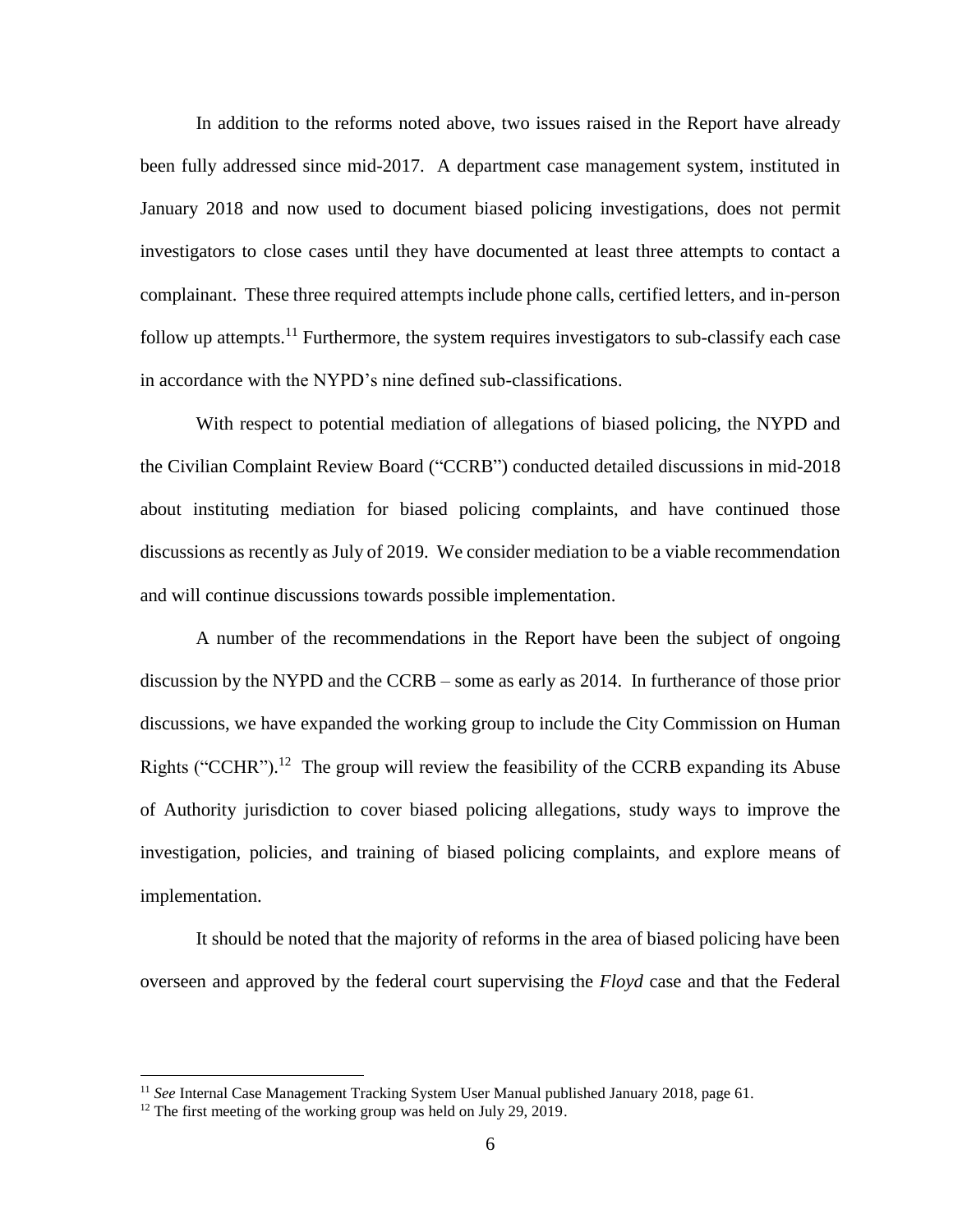In addition to the reforms noted above, two issues raised in the Report have already been fully addressed since mid-2017. A department case management system, instituted in January 2018 and now used to document biased policing investigations, does not permit investigators to close cases until they have documented at least three attempts to contact a complainant. These three required attempts include phone calls, certified letters, and in-person follow up attempts.[11] Furthermore, the system requires investigators to sub-classify each case in accordance with the NYPD's nine defined sub-classifications.

With respect to potential mediation of allegations of biased policing, the NYPD and the Civilian Complaint Review Board ("CCRB") conducted detailed discussions in mid-2018 about instituting mediation for biased policing complaints, and have continued those discussions as recently as July of 2019. We consider mediation to be a viable recommendation and will continue discussions towards possible implementation.

A number of the recommendations in the Report have been the subject of ongoing discussion by the NYPD and the CCRB – some as early as 2014. In furtherance of those prior discussions, we have expanded the working group to include the City Commission on Human Rights ("CCHR").[12] The group will review the feasibility of the CCRB expanding its Abuse of Authority jurisdiction to cover biased policing allegations, study ways to improve the investigation, policies, and training of biased policing complaints, and explore means of implementation.

It should be noted that the majority of reforms in the area of biased policing have been overseen and approved by the federal court supervising the *Floyd* case and that the Federal

---

[11] *See* Internal Case Management Tracking System User Manual published January 2018, page 61.

[12] The first meeting of the working group was held on July 29, 2019.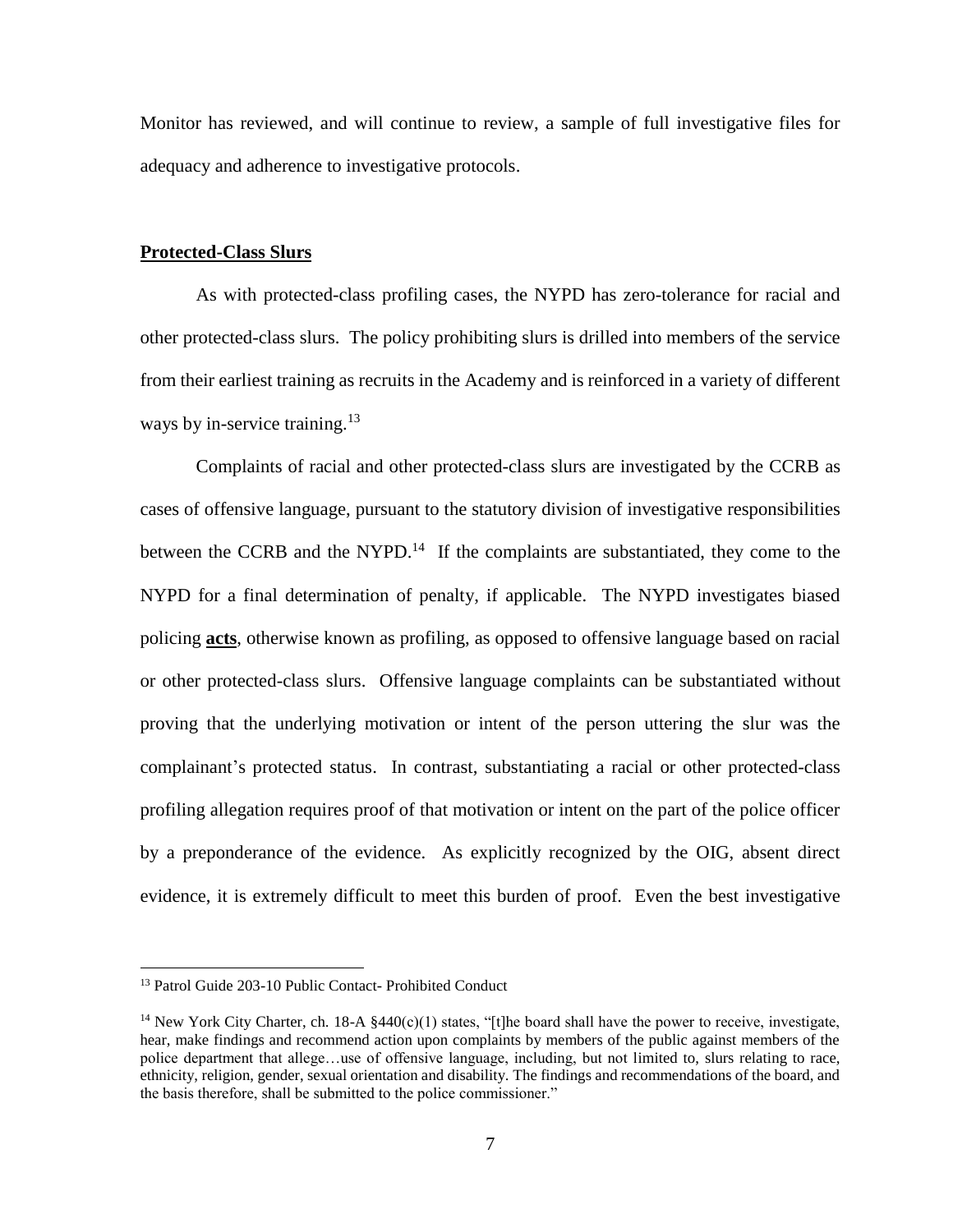Monitor has reviewed, and will continue to review, a sample of full investigative files for adequacy and adherence to investigative protocols.

## Protected-Class Slurs

As with protected-class profiling cases, the NYPD has zero-tolerance for racial and other protected-class slurs. The policy prohibiting slurs is drilled into members of the service from their earliest training as recruits in the Academy and is reinforced in a variety of different ways by in-service training.[13]

Complaints of racial and other protected-class slurs are investigated by the CCRB as cases of offensive language, pursuant to the statutory division of investigative responsibilities between the CCRB and the NYPD.[14] If the complaints are substantiated, they come to the NYPD for a final determination of penalty, if applicable. The NYPD investigates biased policing **acts**, otherwise known as profiling, as opposed to offensive language based on racial or other protected-class slurs. Offensive language complaints can be substantiated without proving that the underlying motivation or intent of the person uttering the slur was the complainant's protected status. In contrast, substantiating a racial or other protected-class profiling allegation requires proof of that motivation or intent on the part of the police officer by a preponderance of the evidence. As explicitly recognized by the OIG, absent direct evidence, it is extremely difficult to meet this burden of proof. Even the best investigative

---

[13] Patrol Guide 203-10 Public Contact- Prohibited Conduct

[14] New York City Charter, ch. 18-A §440(c)(1) states, "[t]he board shall have the power to receive, investigate, hear, make findings and recommend action upon complaints by members of the public against members of the police department that allege…use of offensive language, including, but not limited to, slurs relating to race, ethnicity, religion, gender, sexual orientation and disability. The findings and recommendations of the board, and the basis therefore, shall be submitted to the police commissioner."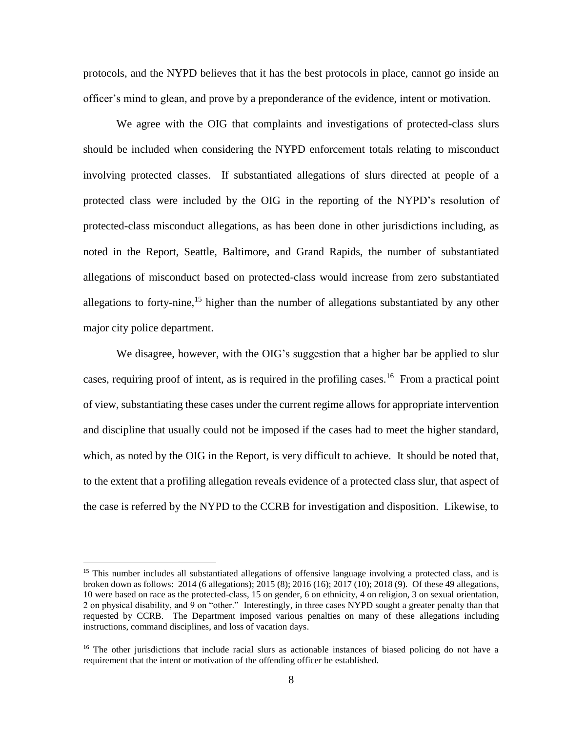protocols, and the NYPD believes that it has the best protocols in place, cannot go inside an officer's mind to glean, and prove by a preponderance of the evidence, intent or motivation.

We agree with the OIG that complaints and investigations of protected-class slurs should be included when considering the NYPD enforcement totals relating to misconduct involving protected classes. If substantiated allegations of slurs directed at people of a protected class were included by the OIG in the reporting of the NYPD's resolution of protected-class misconduct allegations, as has been done in other jurisdictions including, as noted in the Report, Seattle, Baltimore, and Grand Rapids, the number of substantiated allegations of misconduct based on protected-class would increase from zero substantiated allegations to forty-nine,[15] higher than the number of allegations substantiated by any other major city police department.

We disagree, however, with the OIG's suggestion that a higher bar be applied to slur cases, requiring proof of intent, as is required in the profiling cases.[16] From a practical point of view, substantiating these cases under the current regime allows for appropriate intervention and discipline that usually could not be imposed if the cases had to meet the higher standard, which, as noted by the OIG in the Report, is very difficult to achieve. It should be noted that, to the extent that a profiling allegation reveals evidence of a protected class slur, that aspect of the case is referred by the NYPD to the CCRB for investigation and disposition. Likewise, to

---

[15] This number includes all substantiated allegations of offensive language involving a protected class, and is broken down as follows: 2014 (6 allegations); 2015 (8); 2016 (16); 2017 (10); 2018 (9). Of these 49 allegations, 10 were based on race as the protected-class, 15 on gender, 6 on ethnicity, 4 on religion, 3 on sexual orientation, 2 on physical disability, and 9 on "other." Interestingly, in three cases NYPD sought a greater penalty than that requested by CCRB. The Department imposed various penalties on many of these allegations including instructions, command disciplines, and loss of vacation days.

[16] The other jurisdictions that include racial slurs as actionable instances of biased policing do not have a requirement that the intent or motivation of the offending officer be established.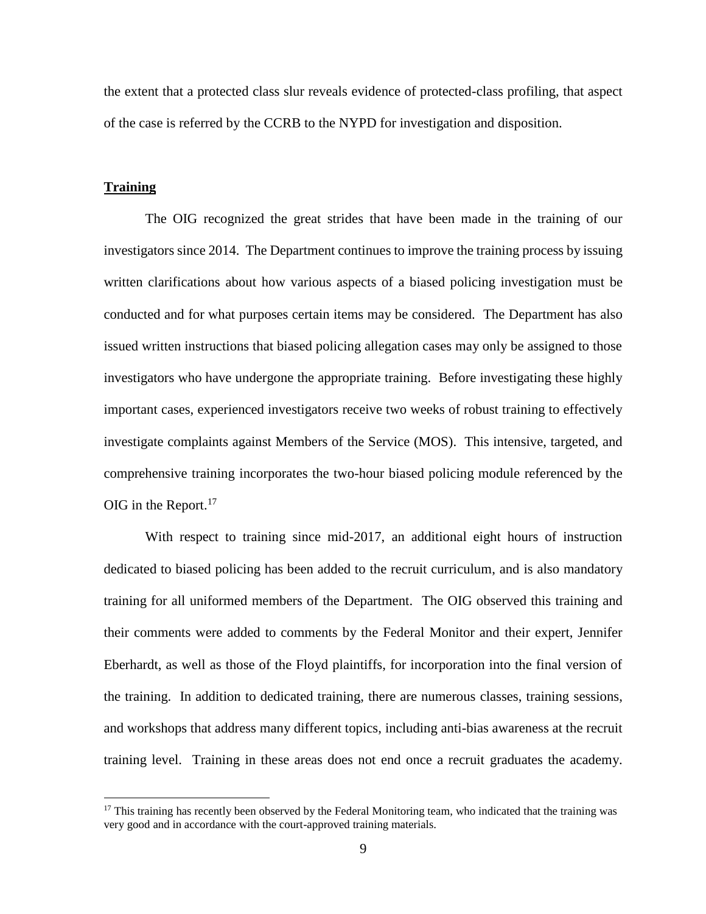the extent that a protected class slur reveals evidence of protected-class profiling, that aspect of the case is referred by the CCRB to the NYPD for investigation and disposition.

**Training**

The OIG recognized the great strides that have been made in the training of our investigators since 2014. The Department continues to improve the training process by issuing written clarifications about how various aspects of a biased policing investigation must be conducted and for what purposes certain items may be considered. The Department has also issued written instructions that biased policing allegation cases may only be assigned to those investigators who have undergone the appropriate training. Before investigating these highly important cases, experienced investigators receive two weeks of robust training to effectively investigate complaints against Members of the Service (MOS). This intensive, targeted, and comprehensive training incorporates the two-hour biased policing module referenced by the OIG in the Report.[17]

With respect to training since mid-2017, an additional eight hours of instruction dedicated to biased policing has been added to the recruit curriculum, and is also mandatory training for all uniformed members of the Department. The OIG observed this training and their comments were added to comments by the Federal Monitor and their expert, Jennifer Eberhardt, as well as those of the Floyd plaintiffs, for incorporation into the final version of the training. In addition to dedicated training, there are numerous classes, training sessions, and workshops that address many different topics, including anti-bias awareness at the recruit training level. Training in these areas does not end once a recruit graduates the academy.

[17] This training has recently been observed by the Federal Monitoring team, who indicated that the training was very good and in accordance with the court-approved training materials.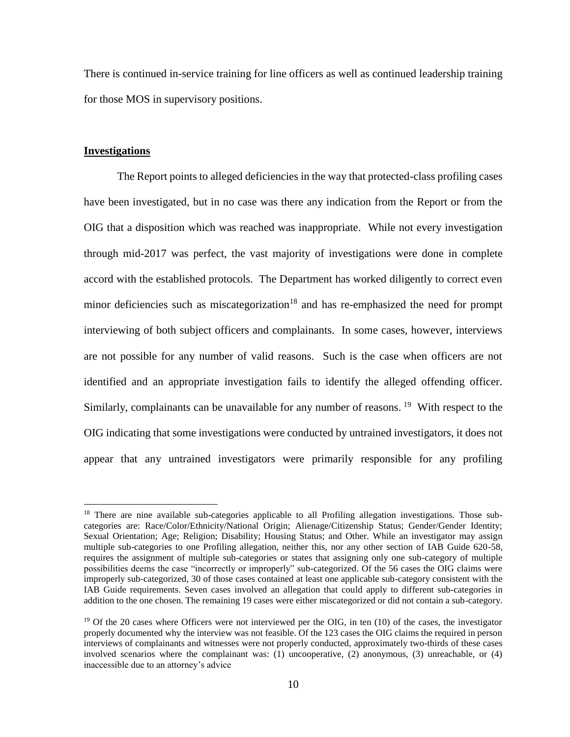There is continued in-service training for line officers as well as continued leadership training for those MOS in supervisory positions.

## Investigations

The Report points to alleged deficiencies in the way that protected-class profiling cases have been investigated, but in no case was there any indication from the Report or from the OIG that a disposition which was reached was inappropriate. While not every investigation through mid-2017 was perfect, the vast majority of investigations were done in complete accord with the established protocols. The Department has worked diligently to correct even minor deficiencies such as miscategorization[18] and has re-emphasized the need for prompt interviewing of both subject officers and complainants. In some cases, however, interviews are not possible for any number of valid reasons. Such is the case when officers are not identified and an appropriate investigation fails to identify the alleged offending officer. Similarly, complainants can be unavailable for any number of reasons. [19] With respect to the OIG indicating that some investigations were conducted by untrained investigators, it does not appear that any untrained investigators were primarily responsible for any profiling

---

[18] There are nine available sub-categories applicable to all Profiling allegation investigations. Those sub-categories are: Race/Color/Ethnicity/National Origin; Alienage/Citizenship Status; Gender/Gender Identity; Sexual Orientation; Age; Religion; Disability; Housing Status; and Other. While an investigator may assign multiple sub-categories to one Profiling allegation, neither this, nor any other section of IAB Guide 620-58, requires the assignment of multiple sub-categories or states that assigning only one sub-category of multiple possibilities deems the case "incorrectly or improperly" sub-categorized. Of the 56 cases the OIG claims were improperly sub-categorized, 30 of those cases contained at least one applicable sub-category consistent with the IAB Guide requirements. Seven cases involved an allegation that could apply to different sub-categories in addition to the one chosen. The remaining 19 cases were either miscategorized or did not contain a sub-category.

[19] Of the 20 cases where Officers were not interviewed per the OIG, in ten (10) of the cases, the investigator properly documented why the interview was not feasible. Of the 123 cases the OIG claims the required in person interviews of complainants and witnesses were not properly conducted, approximately two-thirds of these cases involved scenarios where the complainant was: (1) uncooperative, (2) anonymous, (3) unreachable, or (4) inaccessible due to an attorney's advice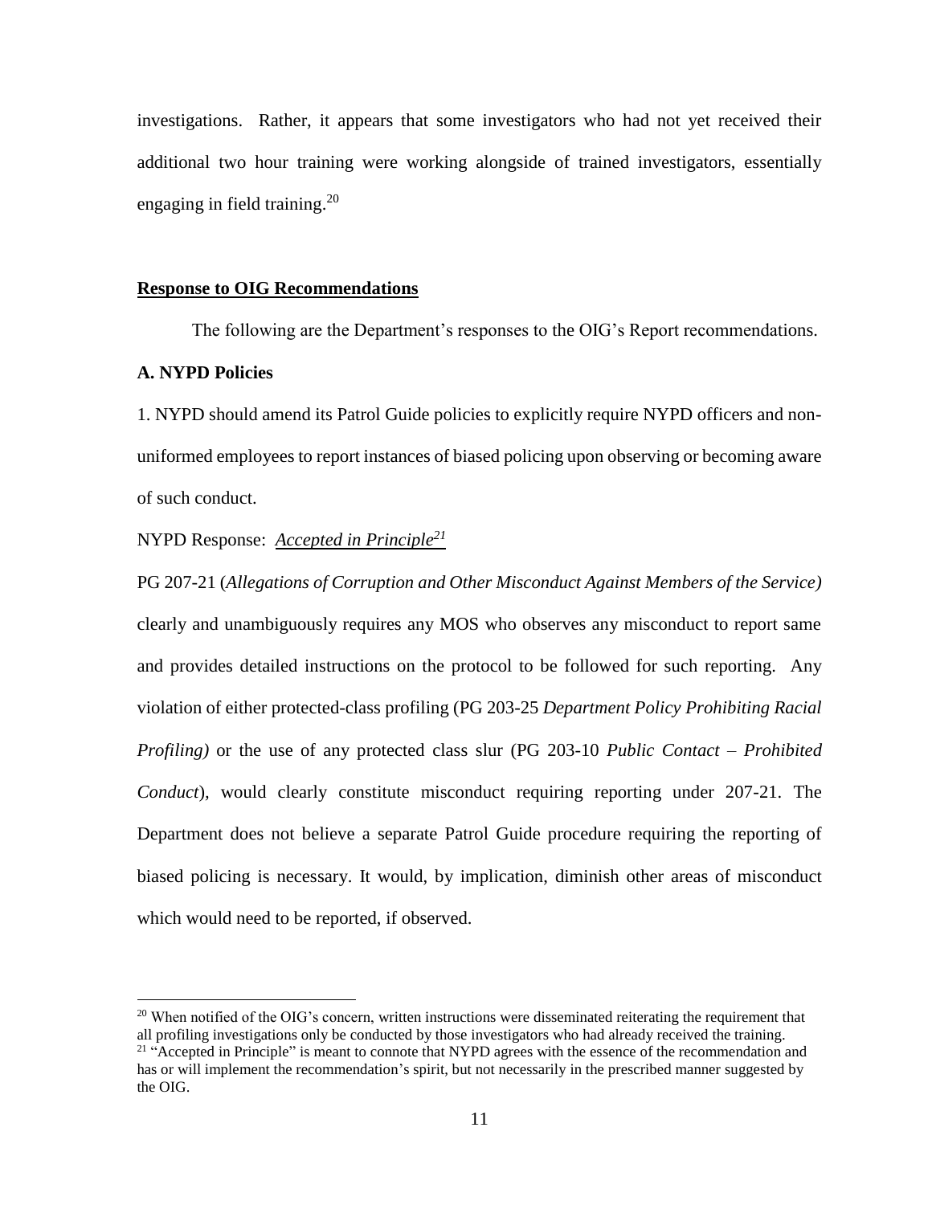investigations. Rather, it appears that some investigators who had not yet received their additional two hour training were working alongside of trained investigators, essentially engaging in field training.[20]

## **Response to OIG Recommendations**

The following are the Department's responses to the OIG's Report recommendations.

### A. NYPD Policies

1. NYPD should amend its Patrol Guide policies to explicitly require NYPD officers and non-uniformed employees to report instances of biased policing upon observing or becoming aware of such conduct.

NYPD Response: *Accepted in Principle*[21]

PG 207-21 (*Allegations of Corruption and Other Misconduct Against Members of the Service)* clearly and unambiguously requires any MOS who observes any misconduct to report same and provides detailed instructions on the protocol to be followed for such reporting. Any violation of either protected-class profiling (PG 203-25 *Department Policy Prohibiting Racial Profiling)* or the use of any protected class slur (PG 203-10 *Public Contact – Prohibited Conduct*), would clearly constitute misconduct requiring reporting under 207-21. The Department does not believe a separate Patrol Guide procedure requiring the reporting of biased policing is necessary. It would, by implication, diminish other areas of misconduct which would need to be reported, if observed.

[20] When notified of the OIG's concern, written instructions were disseminated reiterating the requirement that all profiling investigations only be conducted by those investigators who had already received the training.

[21] "Accepted in Principle" is meant to connote that NYPD agrees with the essence of the recommendation and has or will implement the recommendation's spirit, but not necessarily in the prescribed manner suggested by the OIG.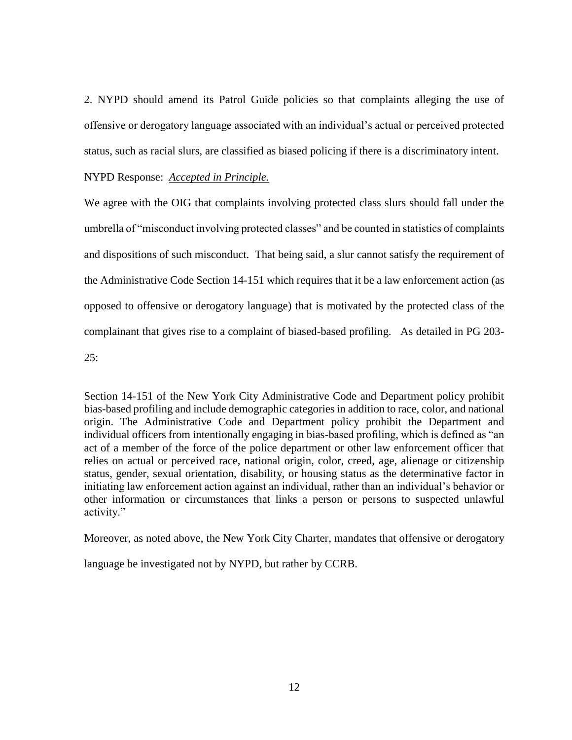2. NYPD should amend its Patrol Guide policies so that complaints alleging the use of offensive or derogatory language associated with an individual's actual or perceived protected status, such as racial slurs, are classified as biased policing if there is a discriminatory intent.

NYPD Response: ***Accepted in Principle.***

We agree with the OIG that complaints involving protected class slurs should fall under the umbrella of "misconduct involving protected classes" and be counted in statistics of complaints and dispositions of such misconduct. That being said, a slur cannot satisfy the requirement of the Administrative Code Section 14-151 which requires that it be a law enforcement action (as opposed to offensive or derogatory language) that is motivated by the protected class of the complainant that gives rise to a complaint of biased-based profiling. As detailed in PG 203-25:

> Section 14-151 of the New York City Administrative Code and Department policy prohibit bias-based profiling and include demographic categories in addition to race, color, and national origin. The Administrative Code and Department policy prohibit the Department and individual officers from intentionally engaging in bias-based profiling, which is defined as "an act of a member of the force of the police department or other law enforcement officer that relies on actual or perceived race, national origin, color, creed, age, alienage or citizenship status, gender, sexual orientation, disability, or housing status as the determinative factor in initiating law enforcement action against an individual, rather than an individual's behavior or other information or circumstances that links a person or persons to suspected unlawful activity."

Moreover, as noted above, the New York City Charter, mandates that offensive or derogatory language be investigated not by NYPD, but rather by CCRB.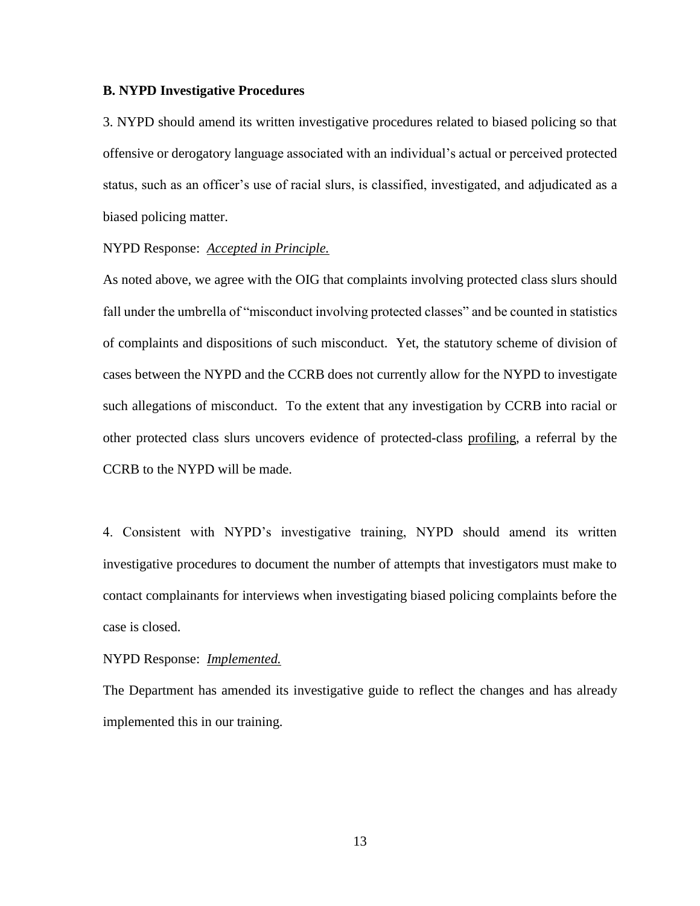**B. NYPD Investigative Procedures**

3. NYPD should amend its written investigative procedures related to biased policing so that offensive or derogatory language associated with an individual's actual or perceived protected status, such as an officer's use of racial slurs, is classified, investigated, and adjudicated as a biased policing matter.

NYPD Response: *Accepted in Principle.*

As noted above, we agree with the OIG that complaints involving protected class slurs should fall under the umbrella of "misconduct involving protected classes" and be counted in statistics of complaints and dispositions of such misconduct. Yet, the statutory scheme of division of cases between the NYPD and the CCRB does not currently allow for the NYPD to investigate such allegations of misconduct. To the extent that any investigation by CCRB into racial or other protected class slurs uncovers evidence of protected-class profiling, a referral by the CCRB to the NYPD will be made.

4. Consistent with NYPD's investigative training, NYPD should amend its written investigative procedures to document the number of attempts that investigators must make to contact complainants for interviews when investigating biased policing complaints before the case is closed.

NYPD Response: *Implemented.*

The Department has amended its investigative guide to reflect the changes and has already implemented this in our training.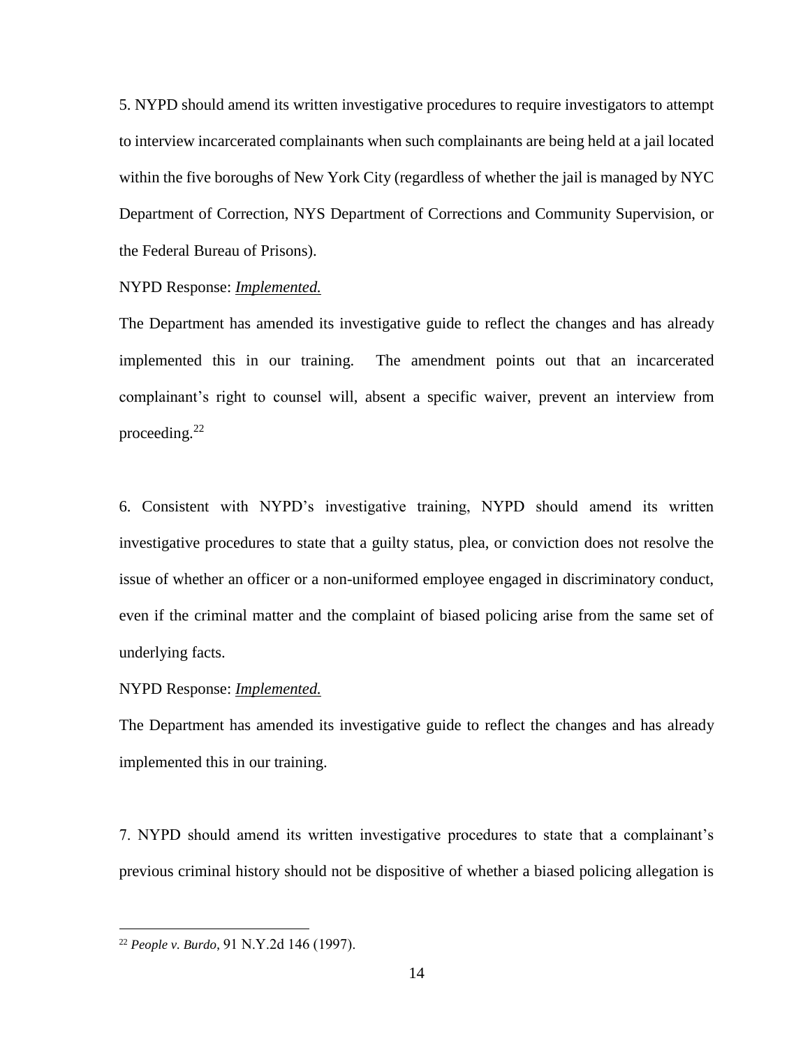5. NYPD should amend its written investigative procedures to require investigators to attempt to interview incarcerated complainants when such complainants are being held at a jail located within the five boroughs of New York City (regardless of whether the jail is managed by NYC Department of Correction, NYS Department of Corrections and Community Supervision, or the Federal Bureau of Prisons).

NYPD Response: ***Implemented.***

The Department has amended its investigative guide to reflect the changes and has already implemented this in our training. The amendment points out that an incarcerated complainant's right to counsel will, absent a specific waiver, prevent an interview from proceeding.[22]

6. Consistent with NYPD's investigative training, NYPD should amend its written investigative procedures to state that a guilty status, plea, or conviction does not resolve the issue of whether an officer or a non-uniformed employee engaged in discriminatory conduct, even if the criminal matter and the complaint of biased policing arise from the same set of underlying facts.

NYPD Response: ***Implemented.***

The Department has amended its investigative guide to reflect the changes and has already implemented this in our training.

7. NYPD should amend its written investigative procedures to state that a complainant's previous criminal history should not be dispositive of whether a biased policing allegation is

---

[22] *People v. Burdo*, 91 N.Y.2d 146 (1997).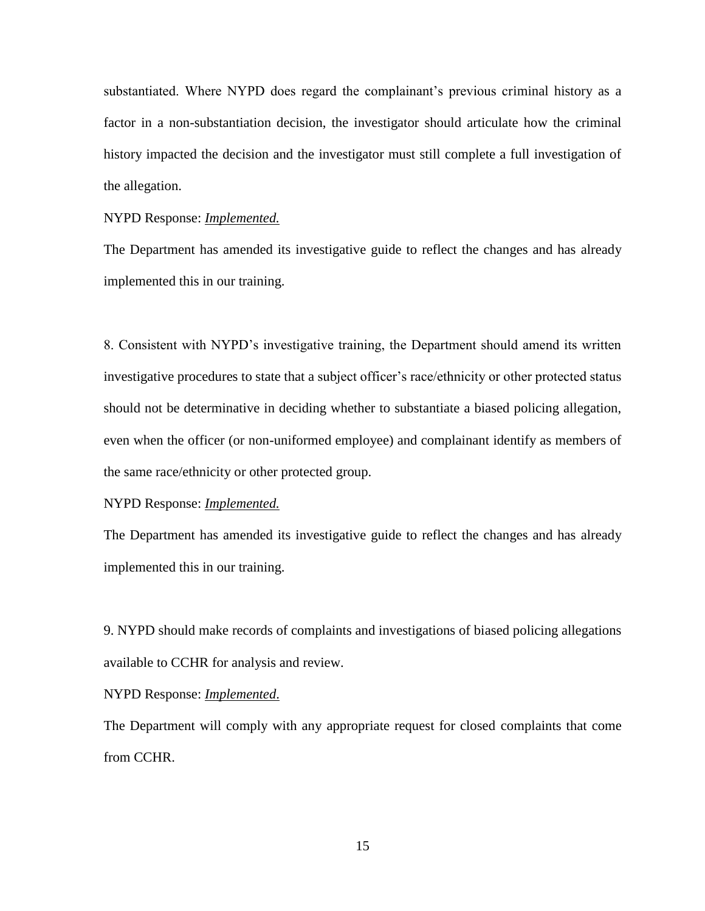substantiated. Where NYPD does regard the complainant's previous criminal history as a factor in a non-substantiation decision, the investigator should articulate how the criminal history impacted the decision and the investigator must still complete a full investigation of the allegation.

NYPD Response: <u>*Implemented.*</u>

The Department has amended its investigative guide to reflect the changes and has already implemented this in our training.

8. Consistent with NYPD's investigative training, the Department should amend its written investigative procedures to state that a subject officer's race/ethnicity or other protected status should not be determinative in deciding whether to substantiate a biased policing allegation, even when the officer (or non-uniformed employee) and complainant identify as members of the same race/ethnicity or other protected group.

NYPD Response: <u>*Implemented.*</u>

The Department has amended its investigative guide to reflect the changes and has already implemented this in our training.

9. NYPD should make records of complaints and investigations of biased policing allegations available to CCHR for analysis and review.

NYPD Response: <u>*Implemented*</u>.

The Department will comply with any appropriate request for closed complaints that come from CCHR.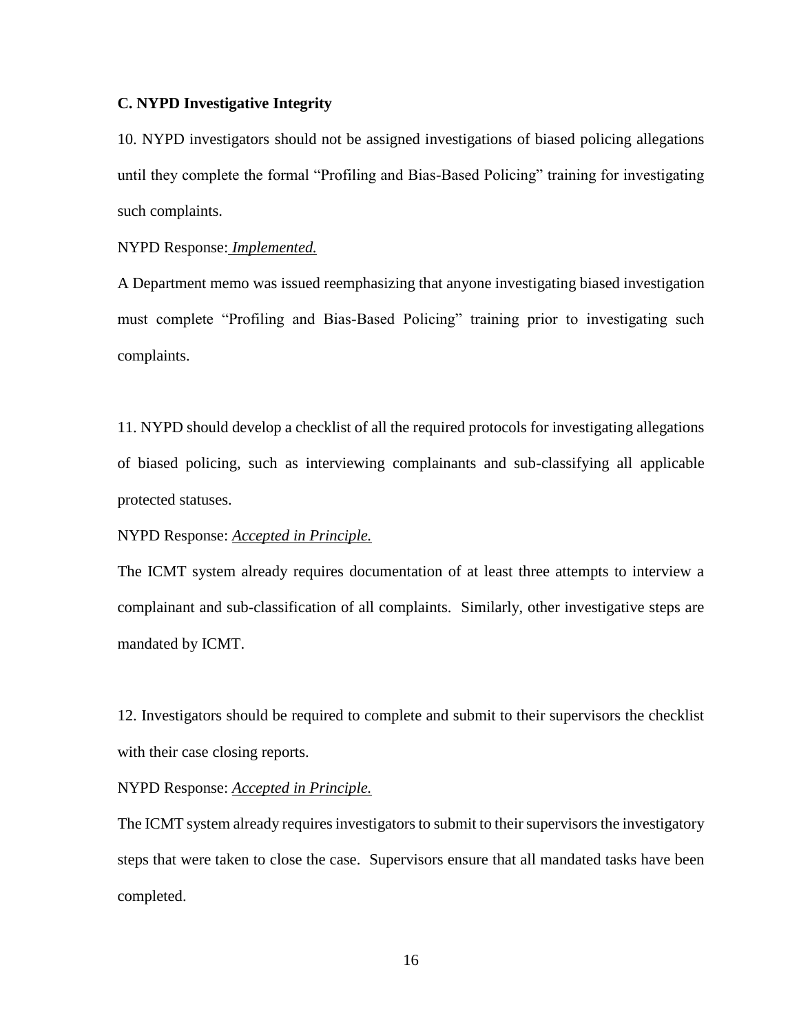**C. NYPD Investigative Integrity**

10. NYPD investigators should not be assigned investigations of biased policing allegations until they complete the formal "Profiling and Bias-Based Policing" training for investigating such complaints.

NYPD Response: *Implemented.*

A Department memo was issued reemphasizing that anyone investigating biased investigation must complete "Profiling and Bias-Based Policing" training prior to investigating such complaints.

11. NYPD should develop a checklist of all the required protocols for investigating allegations of biased policing, such as interviewing complainants and sub-classifying all applicable protected statuses.

NYPD Response: *Accepted in Principle.*

The ICMT system already requires documentation of at least three attempts to interview a complainant and sub-classification of all complaints. Similarly, other investigative steps are mandated by ICMT.

12. Investigators should be required to complete and submit to their supervisors the checklist with their case closing reports.

NYPD Response: *Accepted in Principle.*

The ICMT system already requires investigators to submit to their supervisors the investigatory steps that were taken to close the case. Supervisors ensure that all mandated tasks have been completed.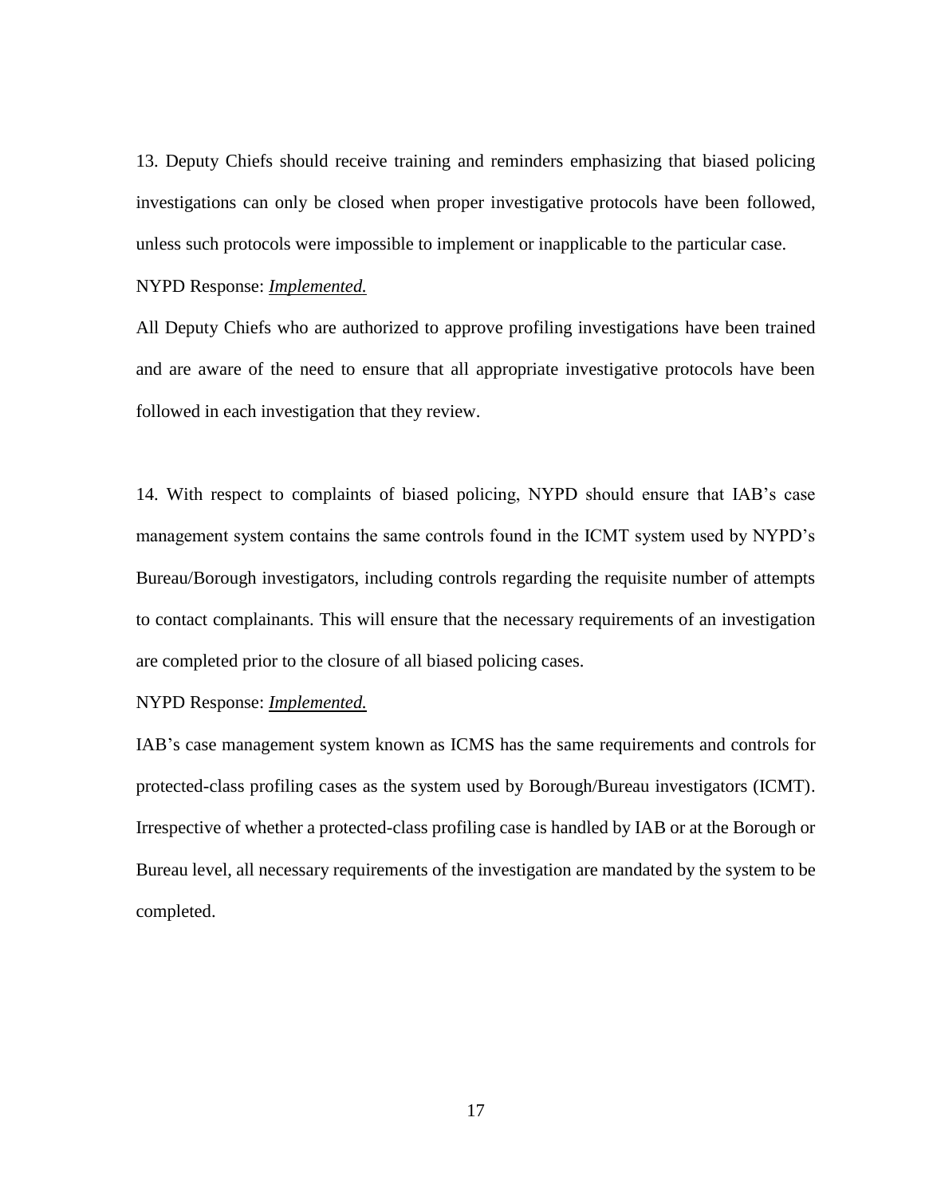13. Deputy Chiefs should receive training and reminders emphasizing that biased policing investigations can only be closed when proper investigative protocols have been followed, unless such protocols were impossible to implement or inapplicable to the particular case.

NYPD Response: ***Implemented.***

All Deputy Chiefs who are authorized to approve profiling investigations have been trained and are aware of the need to ensure that all appropriate investigative protocols have been followed in each investigation that they review.

14. With respect to complaints of biased policing, NYPD should ensure that IAB's case management system contains the same controls found in the ICMT system used by NYPD's Bureau/Borough investigators, including controls regarding the requisite number of attempts to contact complainants. This will ensure that the necessary requirements of an investigation are completed prior to the closure of all biased policing cases.

NYPD Response: ***Implemented.***

IAB's case management system known as ICMS has the same requirements and controls for protected-class profiling cases as the system used by Borough/Bureau investigators (ICMT). Irrespective of whether a protected-class profiling case is handled by IAB or at the Borough or Bureau level, all necessary requirements of the investigation are mandated by the system to be completed.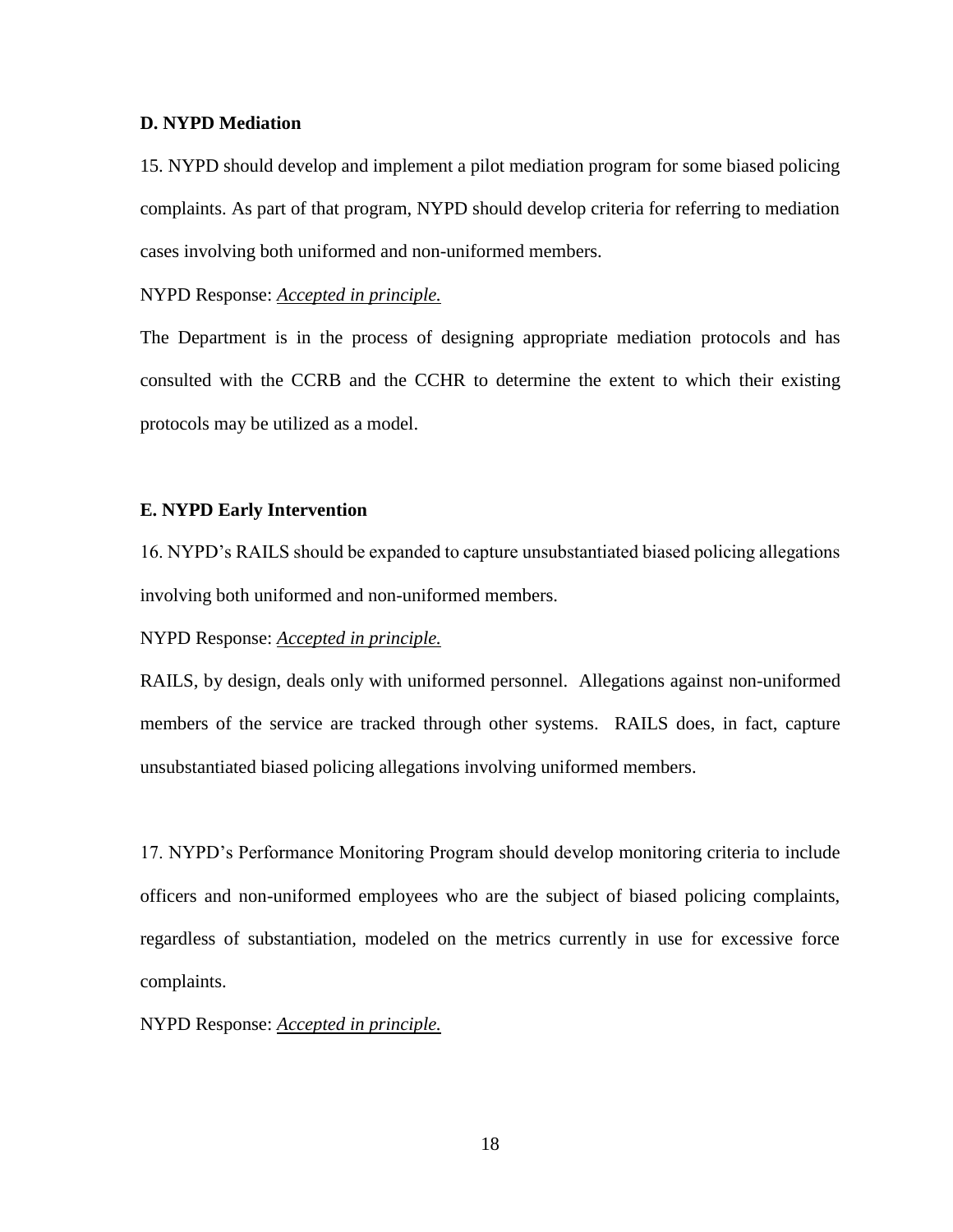**D. NYPD Mediation**

15. NYPD should develop and implement a pilot mediation program for some biased policing complaints. As part of that program, NYPD should develop criteria for referring to mediation cases involving both uniformed and non-uniformed members.

NYPD Response: *Accepted in principle.*

The Department is in the process of designing appropriate mediation protocols and has consulted with the CCRB and the CCHR to determine the extent to which their existing protocols may be utilized as a model.

**E. NYPD Early Intervention**

16. NYPD's RAILS should be expanded to capture unsubstantiated biased policing allegations involving both uniformed and non-uniformed members.

NYPD Response: *Accepted in principle.*

RAILS, by design, deals only with uniformed personnel. Allegations against non-uniformed members of the service are tracked through other systems. RAILS does, in fact, capture unsubstantiated biased policing allegations involving uniformed members.

17. NYPD's Performance Monitoring Program should develop monitoring criteria to include officers and non-uniformed employees who are the subject of biased policing complaints, regardless of substantiation, modeled on the metrics currently in use for excessive force complaints.

NYPD Response: *Accepted in principle.*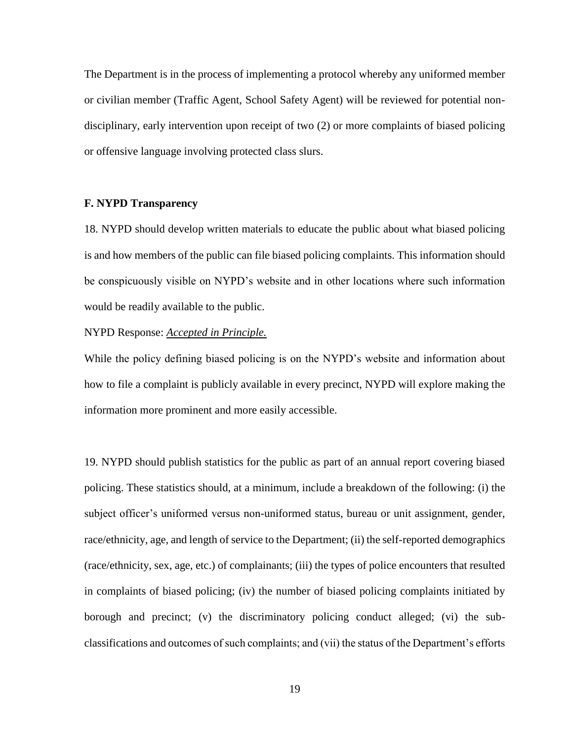The Department is in the process of implementing a protocol whereby any uniformed member or civilian member (Traffic Agent, School Safety Agent) will be reviewed for potential non-disciplinary, early intervention upon receipt of two (2) or more complaints of biased policing or offensive language involving protected class slurs.

### F. NYPD Transparency

18. NYPD should develop written materials to educate the public about what biased policing is and how members of the public can file biased policing complaints. This information should be conspicuously visible on NYPD's website and in other locations where such information would be readily available to the public.

NYPD Response: ***Accepted in Principle.***

While the policy defining biased policing is on the NYPD's website and information about how to file a complaint is publicly available in every precinct, NYPD will explore making the information more prominent and more easily accessible.

19. NYPD should publish statistics for the public as part of an annual report covering biased policing. These statistics should, at a minimum, include a breakdown of the following: (i) the subject officer's uniformed versus non-uniformed status, bureau or unit assignment, gender, race/ethnicity, age, and length of service to the Department; (ii) the self-reported demographics (race/ethnicity, sex, age, etc.) of complainants; (iii) the types of police encounters that resulted in complaints of biased policing; (iv) the number of biased policing complaints initiated by borough and precinct; (v) the discriminatory policing conduct alleged; (vi) the sub-classifications and outcomes of such complaints; and (vii) the status of the Department's efforts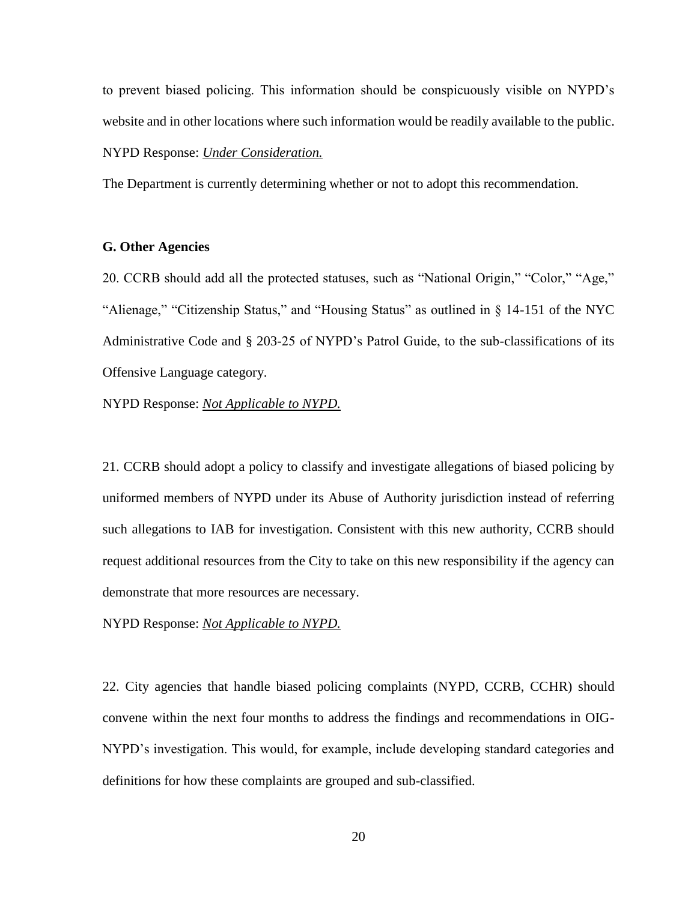to prevent biased policing. This information should be conspicuously visible on NYPD's website and in other locations where such information would be readily available to the public.

NYPD Response: *Under Consideration.*

The Department is currently determining whether or not to adopt this recommendation.

### G. Other Agencies

20. CCRB should add all the protected statuses, such as "National Origin," "Color," "Age," "Alienage," "Citizenship Status," and "Housing Status" as outlined in § 14-151 of the NYC Administrative Code and § 203-25 of NYPD's Patrol Guide, to the sub-classifications of its Offensive Language category.

NYPD Response: ***Not Applicable to NYPD.***

21. CCRB should adopt a policy to classify and investigate allegations of biased policing by uniformed members of NYPD under its Abuse of Authority jurisdiction instead of referring such allegations to IAB for investigation. Consistent with this new authority, CCRB should request additional resources from the City to take on this new responsibility if the agency can demonstrate that more resources are necessary.

NYPD Response: ***Not Applicable to NYPD.***

22. City agencies that handle biased policing complaints (NYPD, CCRB, CCHR) should convene within the next four months to address the findings and recommendations in OIG-NYPD's investigation. This would, for example, include developing standard categories and definitions for how these complaints are grouped and sub-classified.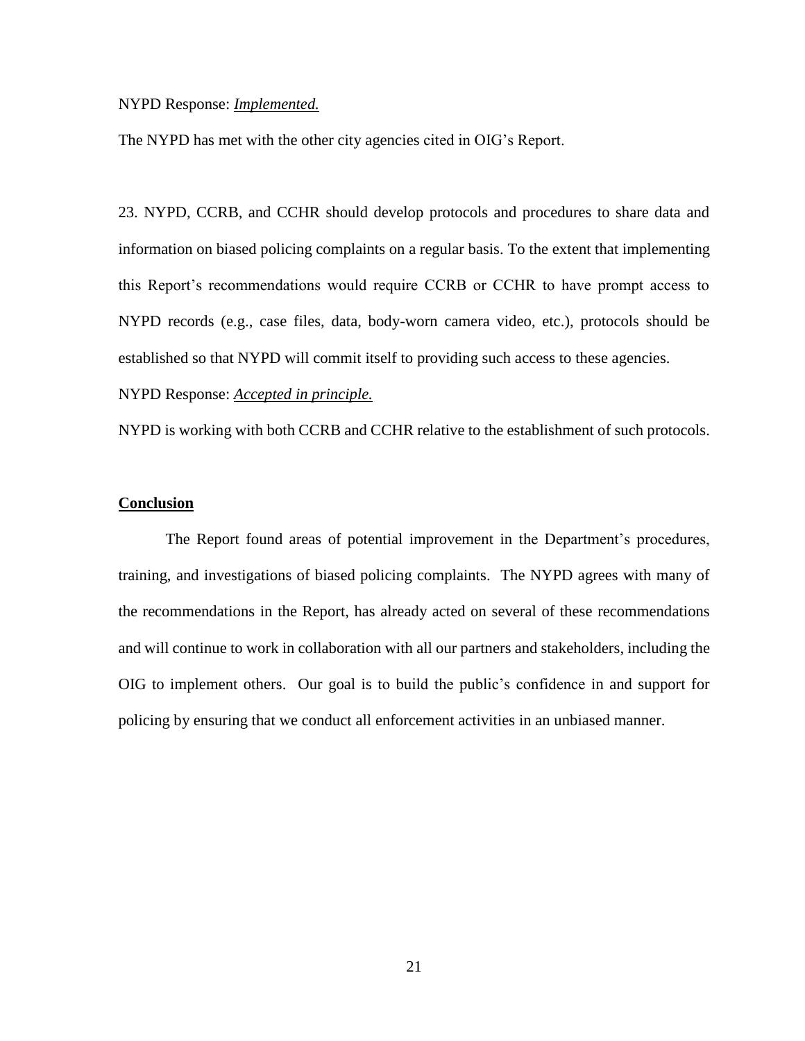NYPD Response: ***Implemented.***

The NYPD has met with the other city agencies cited in OIG's Report.

23. NYPD, CCRB, and CCHR should develop protocols and procedures to share data and information on biased policing complaints on a regular basis. To the extent that implementing this Report's recommendations would require CCRB or CCHR to have prompt access to NYPD records (e.g., case files, data, body-worn camera video, etc.), protocols should be established so that NYPD will commit itself to providing such access to these agencies.

NYPD Response: ***Accepted in principle.***

NYPD is working with both CCRB and CCHR relative to the establishment of such protocols.

## Conclusion

The Report found areas of potential improvement in the Department's procedures, training, and investigations of biased policing complaints. The NYPD agrees with many of the recommendations in the Report, has already acted on several of these recommendations and will continue to work in collaboration with all our partners and stakeholders, including the OIG to implement others. Our goal is to build the public's confidence in and support for policing by ensuring that we conduct all enforcement activities in an unbiased manner.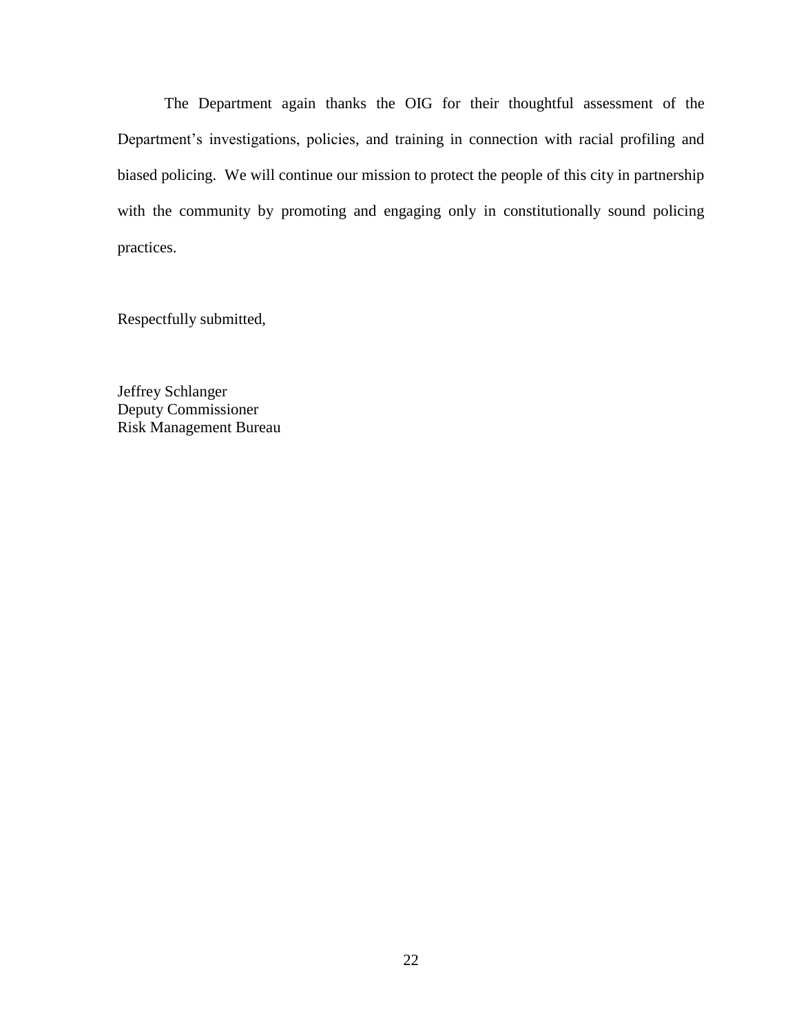The Department again thanks the OIG for their thoughtful assessment of the Department's investigations, policies, and training in connection with racial profiling and biased policing. We will continue our mission to protect the people of this city in partnership with the community by promoting and engaging only in constitutionally sound policing practices.

Respectfully submitted,

Jeffrey Schlanger
Deputy Commissioner
Risk Management Bureau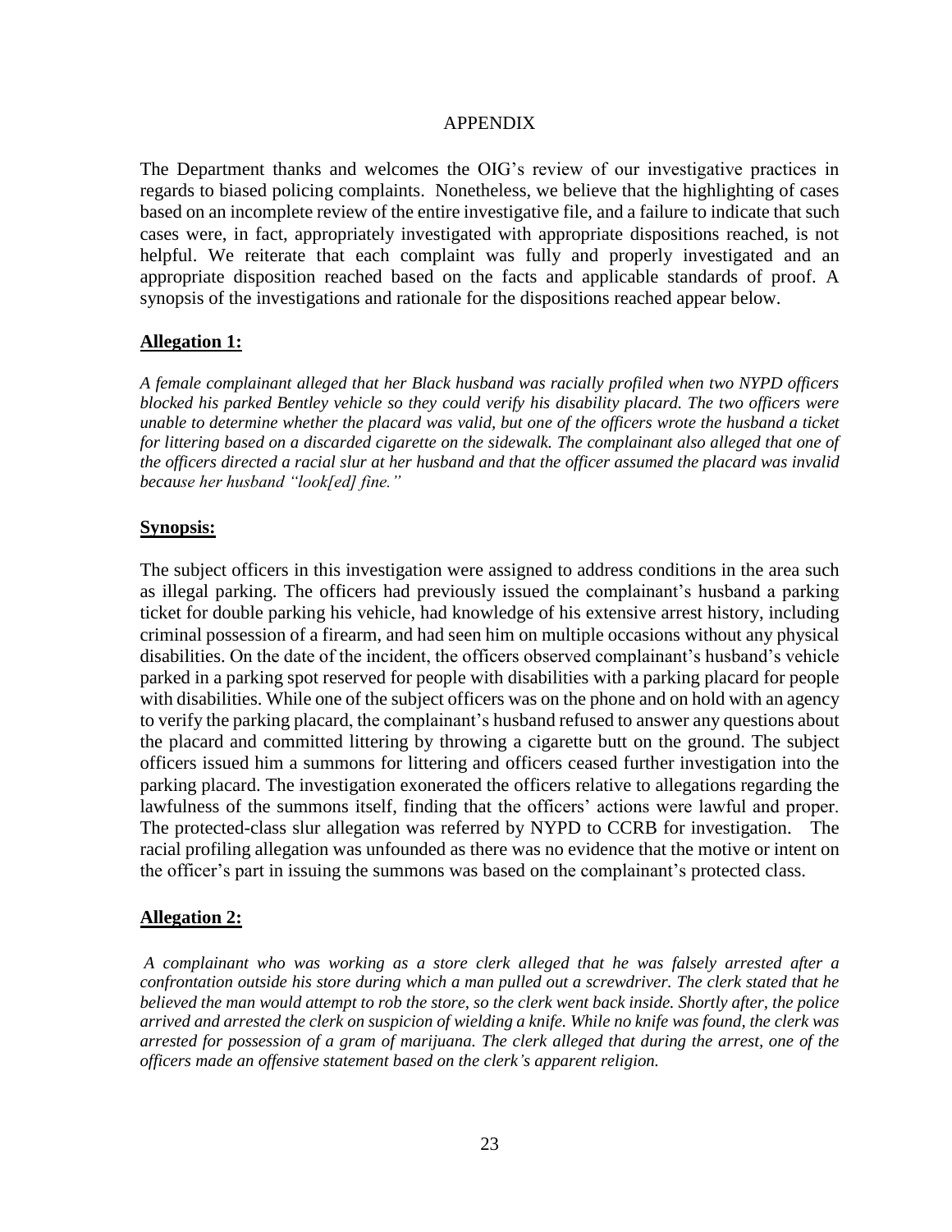# APPENDIX

The Department thanks and welcomes the OIG's review of our investigative practices in regards to biased policing complaints. Nonetheless, we believe that the highlighting of cases based on an incomplete review of the entire investigative file, and a failure to indicate that such cases were, in fact, appropriately investigated with appropriate dispositions reached, is not helpful. We reiterate that each complaint was fully and properly investigated and an appropriate disposition reached based on the facts and applicable standards of proof. A synopsis of the investigations and rationale for the dispositions reached appear below.

## Allegation 1:

*A female complainant alleged that her Black husband was racially profiled when two NYPD officers blocked his parked Bentley vehicle so they could verify his disability placard. The two officers were unable to determine whether the placard was valid, but one of the officers wrote the husband a ticket for littering based on a discarded cigarette on the sidewalk. The complainant also alleged that one of the officers directed a racial slur at her husband and that the officer assumed the placard was invalid because her husband "look[ed] fine."*

## Synopsis:

The subject officers in this investigation were assigned to address conditions in the area such as illegal parking. The officers had previously issued the complainant's husband a parking ticket for double parking his vehicle, had knowledge of his extensive arrest history, including criminal possession of a firearm, and had seen him on multiple occasions without any physical disabilities. On the date of the incident, the officers observed complainant's husband's vehicle parked in a parking spot reserved for people with disabilities with a parking placard for people with disabilities. While one of the subject officers was on the phone and on hold with an agency to verify the parking placard, the complainant's husband refused to answer any questions about the placard and committed littering by throwing a cigarette butt on the ground. The subject officers issued him a summons for littering and officers ceased further investigation into the parking placard. The investigation exonerated the officers relative to allegations regarding the lawfulness of the summons itself, finding that the officers' actions were lawful and proper. The protected-class slur allegation was referred by NYPD to CCRB for investigation. The racial profiling allegation was unfounded as there was no evidence that the motive or intent on the officer's part in issuing the summons was based on the complainant's protected class.

## Allegation 2:

*A complainant who was working as a store clerk alleged that he was falsely arrested after a confrontation outside his store during which a man pulled out a screwdriver. The clerk stated that he believed the man would attempt to rob the store, so the clerk went back inside. Shortly after, the police arrived and arrested the clerk on suspicion of wielding a knife. While no knife was found, the clerk was arrested for possession of a gram of marijuana. The clerk alleged that during the arrest, one of the officers made an offensive statement based on the clerk's apparent religion.*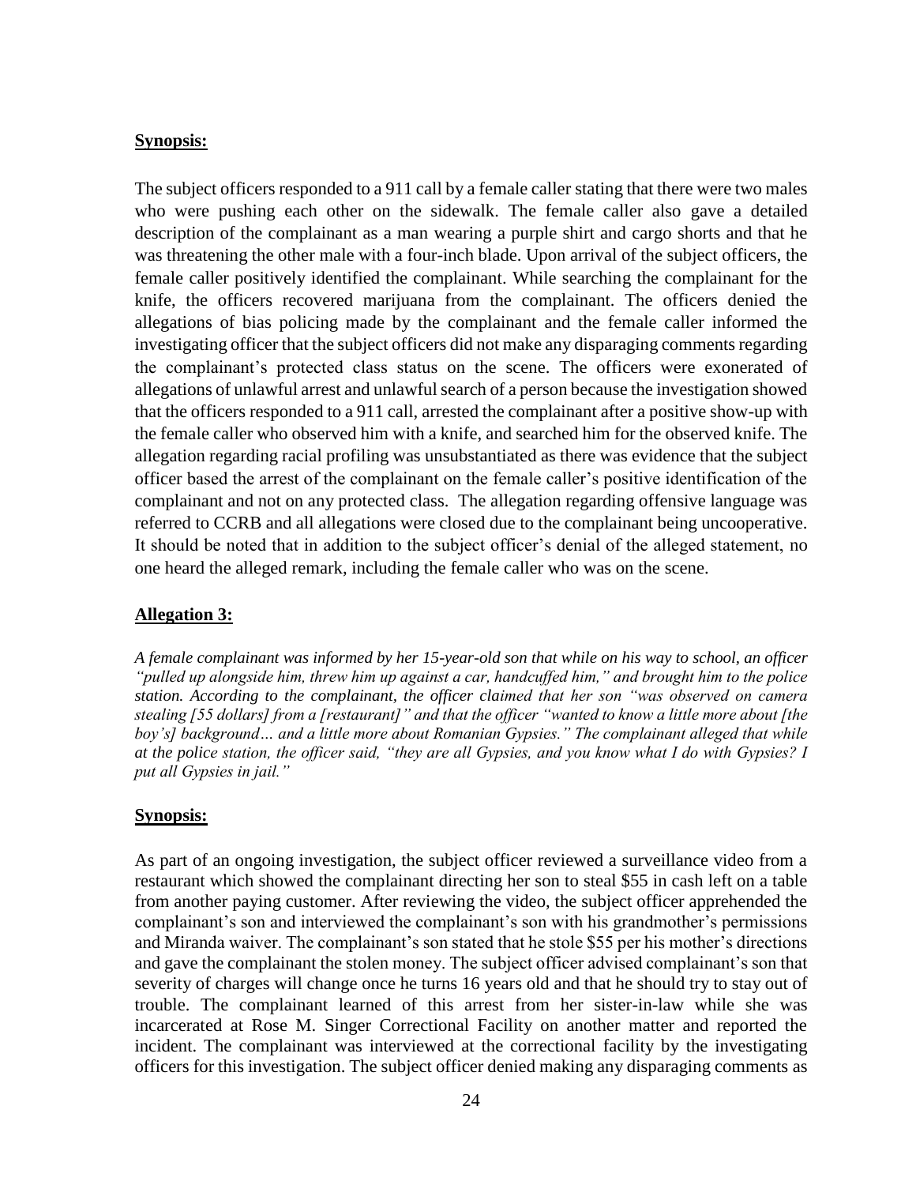**Synopsis:**

The subject officers responded to a 911 call by a female caller stating that there were two males who were pushing each other on the sidewalk. The female caller also gave a detailed description of the complainant as a man wearing a purple shirt and cargo shorts and that he was threatening the other male with a four-inch blade. Upon arrival of the subject officers, the female caller positively identified the complainant. While searching the complainant for the knife, the officers recovered marijuana from the complainant. The officers denied the allegations of bias policing made by the complainant and the female caller informed the investigating officer that the subject officers did not make any disparaging comments regarding the complainant's protected class status on the scene. The officers were exonerated of allegations of unlawful arrest and unlawful search of a person because the investigation showed that the officers responded to a 911 call, arrested the complainant after a positive show-up with the female caller who observed him with a knife, and searched him for the observed knife. The allegation regarding racial profiling was unsubstantiated as there was evidence that the subject officer based the arrest of the complainant on the female caller's positive identification of the complainant and not on any protected class. The allegation regarding offensive language was referred to CCRB and all allegations were closed due to the complainant being uncooperative. It should be noted that in addition to the subject officer's denial of the alleged statement, no one heard the alleged remark, including the female caller who was on the scene.

**Allegation 3:**

*A female complainant was informed by her 15-year-old son that while on his way to school, an officer "pulled up alongside him, threw him up against a car, handcuffed him," and brought him to the police station. According to the complainant, the officer claimed that her son "was observed on camera stealing [55 dollars] from a [restaurant]" and that the officer "wanted to know a little more about [the boy's] background… and a little more about Romanian Gypsies." The complainant alleged that while at the police station, the officer said, "they are all Gypsies, and you know what I do with Gypsies? I put all Gypsies in jail."*

**Synopsis:**

As part of an ongoing investigation, the subject officer reviewed a surveillance video from a restaurant which showed the complainant directing her son to steal $55 in cash left on a table from another paying customer. After reviewing the video, the subject officer apprehended the complainant's son and interviewed the complainant's son with his grandmother's permissions and Miranda waiver. The complainant's son stated that he stole $55 per his mother's directions and gave the complainant the stolen money. The subject officer advised complainant's son that severity of charges will change once he turns 16 years old and that he should try to stay out of trouble. The complainant learned of this arrest from her sister-in-law while she was incarcerated at Rose M. Singer Correctional Facility on another matter and reported the incident. The complainant was interviewed at the correctional facility by the investigating officers for this investigation. The subject officer denied making any disparaging comments as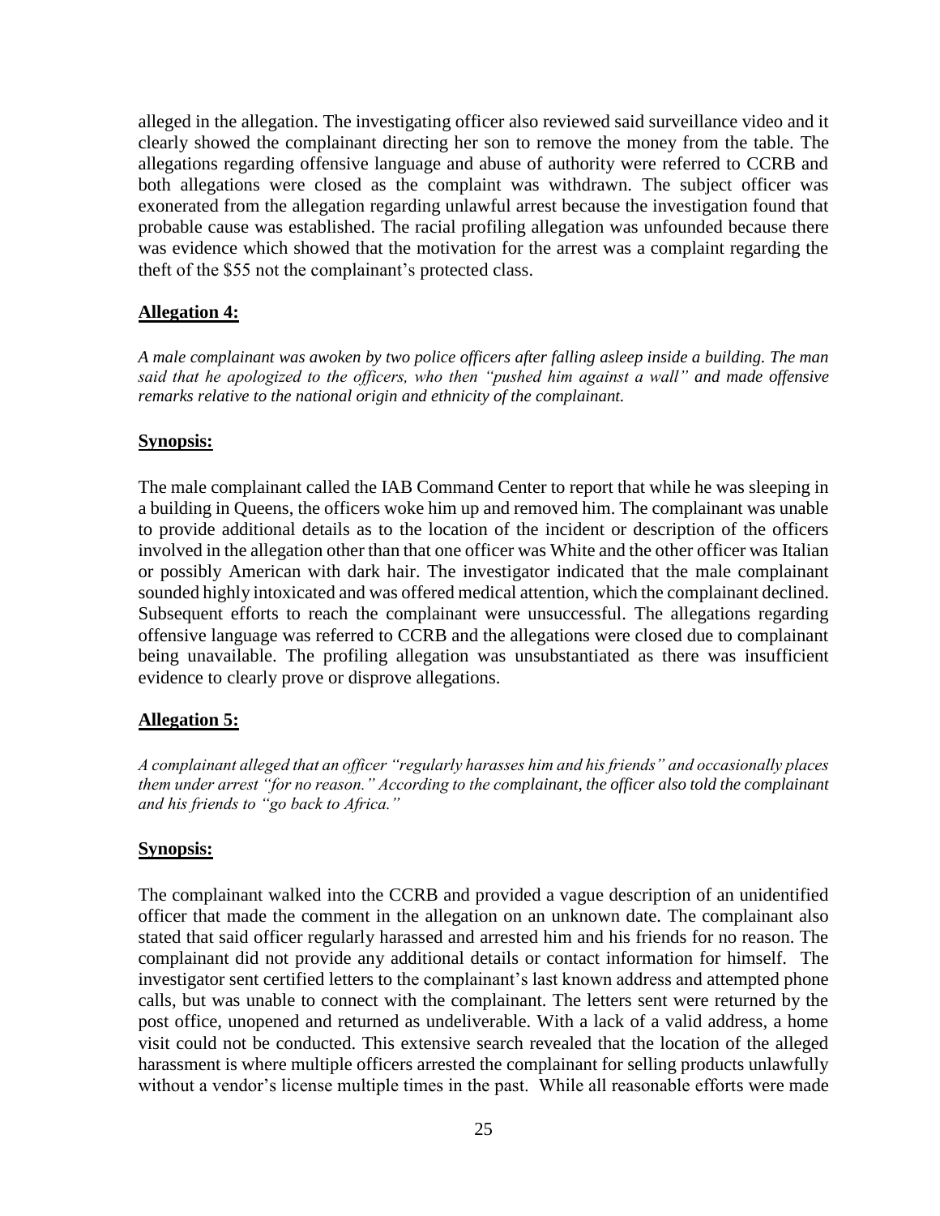alleged in the allegation. The investigating officer also reviewed said surveillance video and it clearly showed the complainant directing her son to remove the money from the table. The allegations regarding offensive language and abuse of authority were referred to CCRB and both allegations were closed as the complaint was withdrawn. The subject officer was exonerated from the allegation regarding unlawful arrest because the investigation found that probable cause was established. The racial profiling allegation was unfounded because there was evidence which showed that the motivation for the arrest was a complaint regarding the theft of the $55 not the complainant's protected class.

**Allegation 4:**

*A male complainant was awoken by two police officers after falling asleep inside a building. The man said that he apologized to the officers, who then "pushed him against a wall" and made offensive remarks relative to the national origin and ethnicity of the complainant.*

**Synopsis:**

The male complainant called the IAB Command Center to report that while he was sleeping in a building in Queens, the officers woke him up and removed him. The complainant was unable to provide additional details as to the location of the incident or description of the officers involved in the allegation other than that one officer was White and the other officer was Italian or possibly American with dark hair. The investigator indicated that the male complainant sounded highly intoxicated and was offered medical attention, which the complainant declined. Subsequent efforts to reach the complainant were unsuccessful. The allegations regarding offensive language was referred to CCRB and the allegations were closed due to complainant being unavailable. The profiling allegation was unsubstantiated as there was insufficient evidence to clearly prove or disprove allegations.

**Allegation 5:**

*A complainant alleged that an officer "regularly harasses him and his friends" and occasionally places them under arrest "for no reason." According to the complainant, the officer also told the complainant and his friends to "go back to Africa."*

**Synopsis:**

The complainant walked into the CCRB and provided a vague description of an unidentified officer that made the comment in the allegation on an unknown date. The complainant also stated that said officer regularly harassed and arrested him and his friends for no reason. The complainant did not provide any additional details or contact information for himself. The investigator sent certified letters to the complainant's last known address and attempted phone calls, but was unable to connect with the complainant. The letters sent were returned by the post office, unopened and returned as undeliverable. With a lack of a valid address, a home visit could not be conducted. This extensive search revealed that the location of the alleged harassment is where multiple officers arrested the complainant for selling products unlawfully without a vendor's license multiple times in the past. While all reasonable efforts were made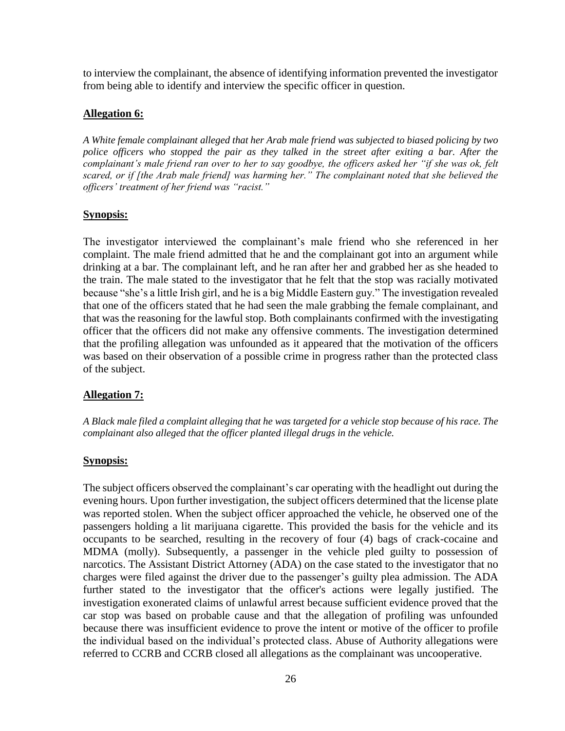to interview the complainant, the absence of identifying information prevented the investigator from being able to identify and interview the specific officer in question.

**Allegation 6:**

*A White female complainant alleged that her Arab male friend was subjected to biased policing by two police officers who stopped the pair as they talked in the street after exiting a bar. After the complainant's male friend ran over to her to say goodbye, the officers asked her "if she was ok, felt scared, or if [the Arab male friend] was harming her." The complainant noted that she believed the officers' treatment of her friend was "racist."*

**Synopsis:**

The investigator interviewed the complainant's male friend who she referenced in her complaint. The male friend admitted that he and the complainant got into an argument while drinking at a bar. The complainant left, and he ran after her and grabbed her as she headed to the train. The male stated to the investigator that he felt that the stop was racially motivated because "she's a little Irish girl, and he is a big Middle Eastern guy." The investigation revealed that one of the officers stated that he had seen the male grabbing the female complainant, and that was the reasoning for the lawful stop. Both complainants confirmed with the investigating officer that the officers did not make any offensive comments. The investigation determined that the profiling allegation was unfounded as it appeared that the motivation of the officers was based on their observation of a possible crime in progress rather than the protected class of the subject.

**Allegation 7:**

*A Black male filed a complaint alleging that he was targeted for a vehicle stop because of his race. The complainant also alleged that the officer planted illegal drugs in the vehicle.*

**Synopsis:**

The subject officers observed the complainant's car operating with the headlight out during the evening hours. Upon further investigation, the subject officers determined that the license plate was reported stolen. When the subject officer approached the vehicle, he observed one of the passengers holding a lit marijuana cigarette. This provided the basis for the vehicle and its occupants to be searched, resulting in the recovery of four (4) bags of crack-cocaine and MDMA (molly). Subsequently, a passenger in the vehicle pled guilty to possession of narcotics. The Assistant District Attorney (ADA) on the case stated to the investigator that no charges were filed against the driver due to the passenger's guilty plea admission. The ADA further stated to the investigator that the officer's actions were legally justified. The investigation exonerated claims of unlawful arrest because sufficient evidence proved that the car stop was based on probable cause and that the allegation of profiling was unfounded because there was insufficient evidence to prove the intent or motive of the officer to profile the individual based on the individual's protected class. Abuse of Authority allegations were referred to CCRB and CCRB closed all allegations as the complainant was uncooperative.